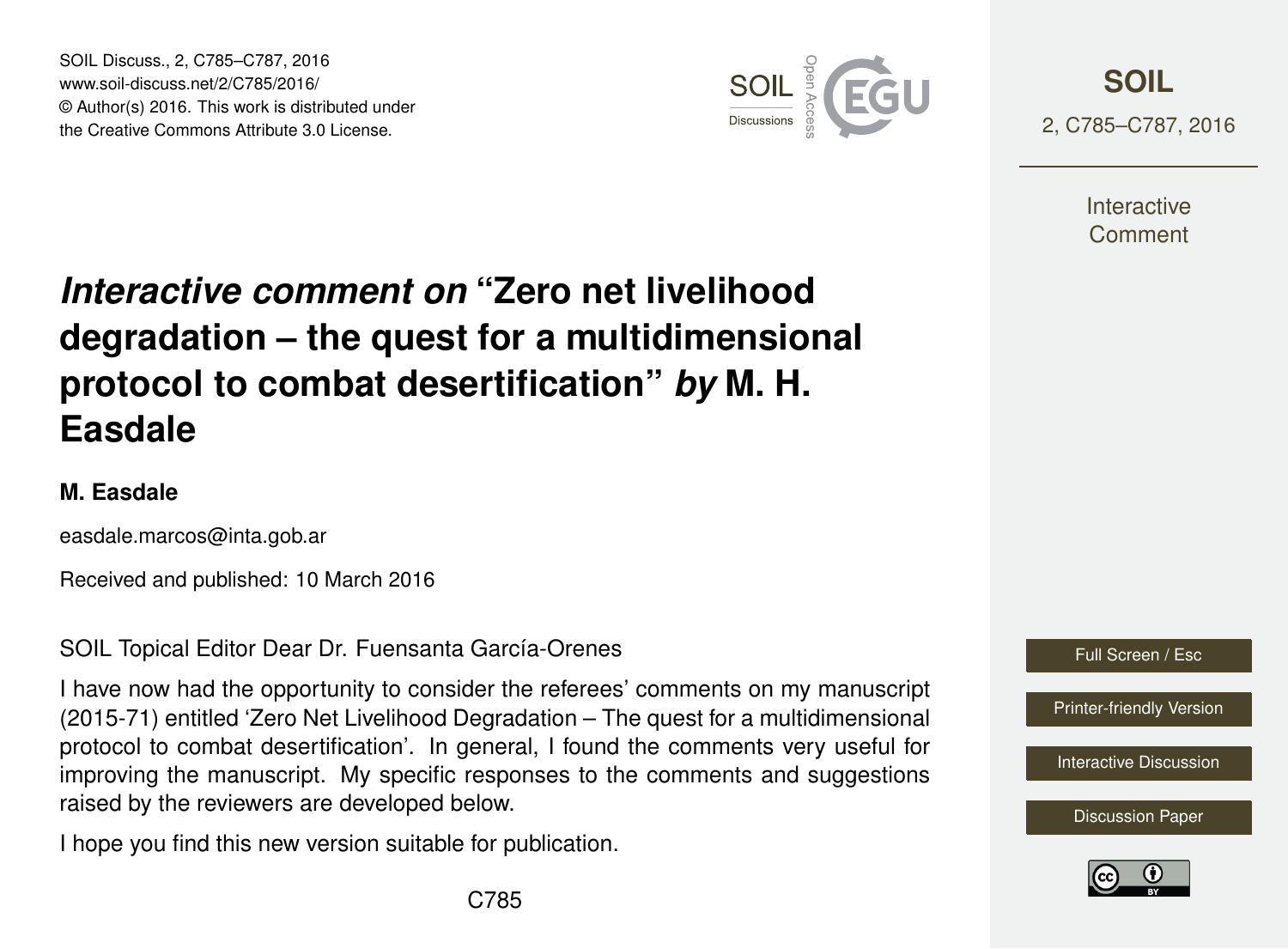# *Interactive comment on* "Zero net livelihood degradation – the quest for a multidimensional protocol to combat desertification" *by* M. H. Easdale

**M. Easdale**

easdale.marcos@inta.gob.ar

Received and published: 10 March 2016

SOIL Topical Editor Dear Dr. Fuensanta García-Orenes

I have now had the opportunity to consider the referees' comments on my manuscript (2015-71) entitled 'Zero Net Livelihood Degradation – The quest for a multidimensional protocol to combat desertification'. In general, I found the comments very useful for improving the manuscript. My specific responses to the comments and suggestions raised by the reviewers are developed below.

I hope you find this new version suitable for publication.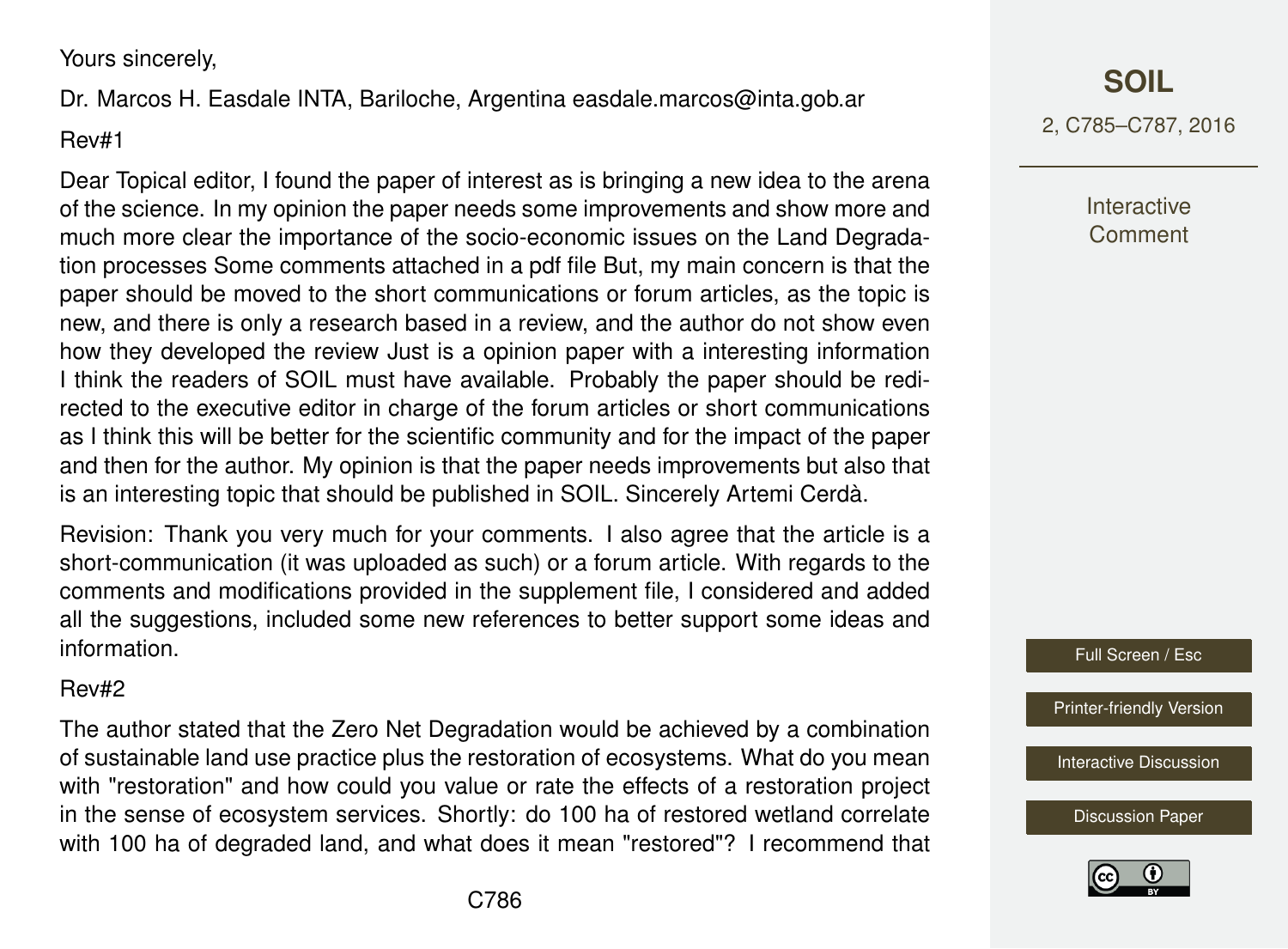Yours sincerely,

Dr. Marcos H. Easdale INTA, Bariloche, Argentina easdale.marcos@inta.gob.ar

Rev#1

Dear Topical editor, I found the paper of interest as is bringing a new idea to the arena of the science. In my opinion the paper needs some improvements and show more and much more clear the importance of the socio-economic issues on the Land Degradation processes Some comments attached in a pdf file But, my main concern is that the paper should be moved to the short communications or forum articles, as the topic is new, and there is only a research based in a review, and the author do not show even how they developed the review Just is a opinion paper with a interesting information I think the readers of SOIL must have available. Probably the paper should be redirected to the executive editor in charge of the forum articles or short communications as I think this will be better for the scientific community and for the impact of the paper and then for the author. My opinion is that the paper needs improvements but also that is an interesting topic that should be published in SOIL. Sincerely Artemi Cerdà.

Revision: Thank you very much for your comments. I also agree that the article is a short-communication (it was uploaded as such) or a forum article. With regards to the comments and modifications provided in the supplement file, I considered and added all the suggestions, included some new references to better support some ideas and information.

Rev#2

The author stated that the Zero Net Degradation would be achieved by a combination of sustainable land use practice plus the restoration of ecosystems. What do you mean with "restoration" and how could you value or rate the effects of a restoration project in the sense of ecosystem services. Shortly: do 100 ha of restored wetland correlate with 100 ha of degraded land, and what does it mean "restored"? I recommend that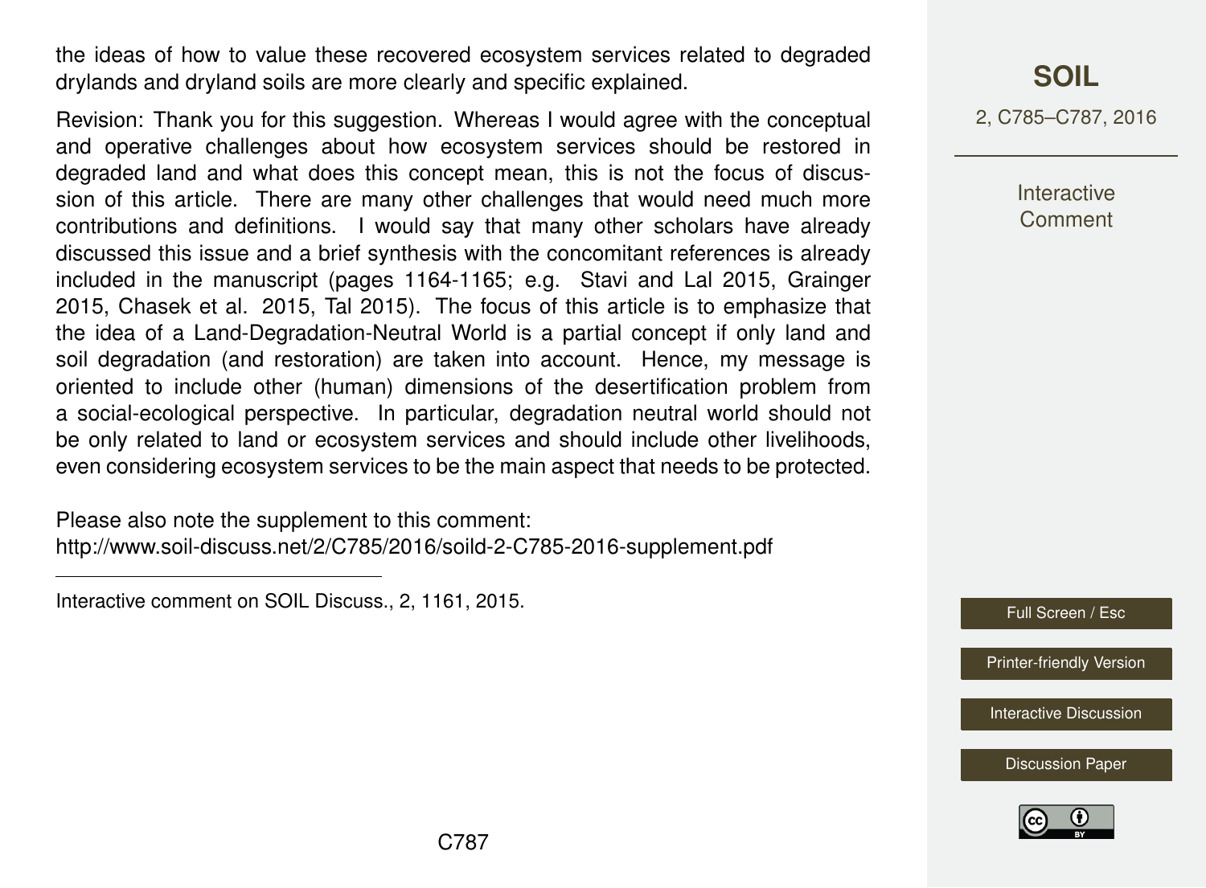the ideas of how to value these recovered ecosystem services related to degraded drylands and dryland soils are more clearly and specific explained.

Revision: Thank you for this suggestion. Whereas I would agree with the conceptual and operative challenges about how ecosystem services should be restored in degraded land and what does this concept mean, this is not the focus of discussion of this article. There are many other challenges that would need much more contributions and definitions. I would say that many other scholars have already discussed this issue and a brief synthesis with the concomitant references is already included in the manuscript (pages 1164-1165; e.g. Stavi and Lal 2015, Grainger 2015, Chasek et al. 2015, Tal 2015). The focus of this article is to emphasize that the idea of a Land-Degradation-Neutral World is a partial concept if only land and soil degradation (and restoration) are taken into account. Hence, my message is oriented to include other (human) dimensions of the desertification problem from a social-ecological perspective. In particular, degradation neutral world should not be only related to land or ecosystem services and should include other livelihoods, even considering ecosystem services to be the main aspect that needs to be protected.

Please also note the supplement to this comment:
http://www.soil-discuss.net/2/C785/2016/soild-2-C785-2016-supplement.pdf

---

Interactive comment on SOIL Discuss., 2, 1161, 2015.